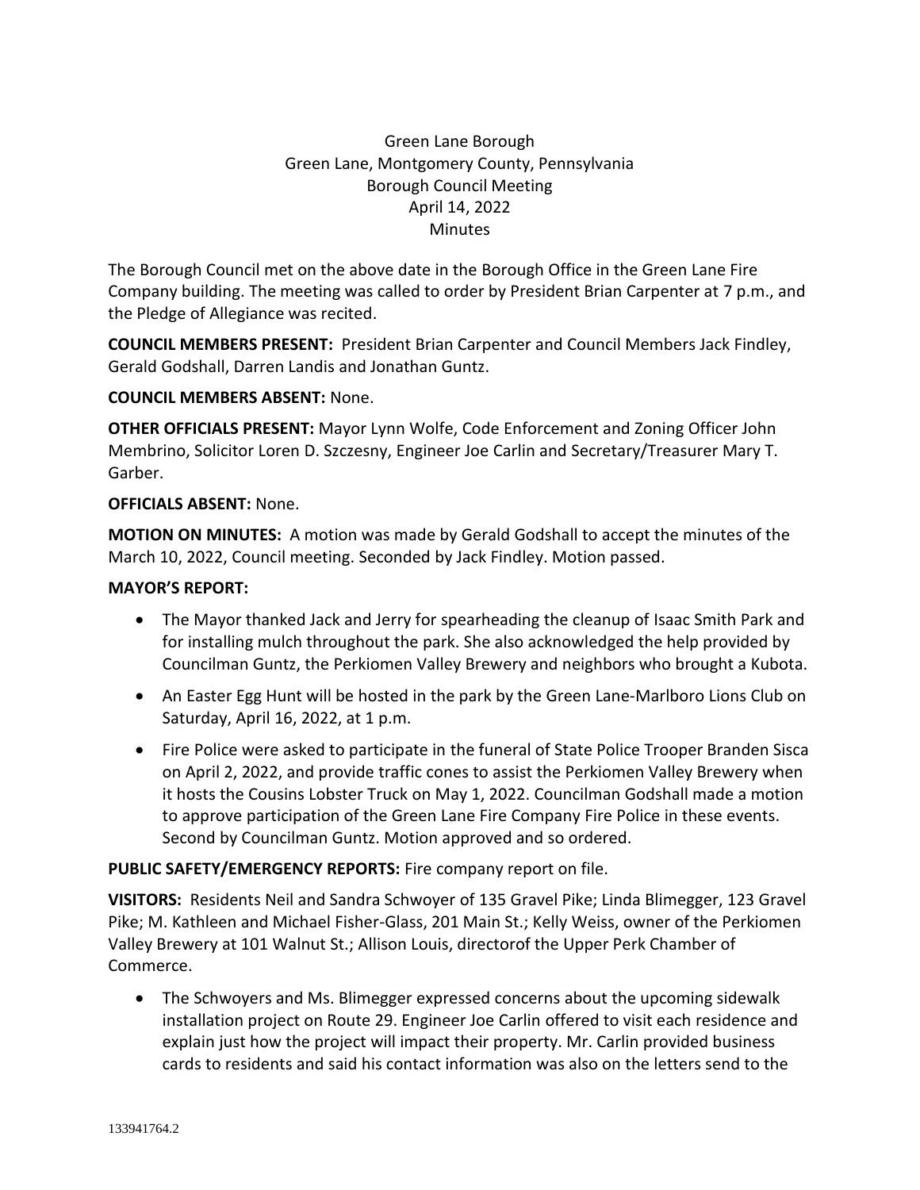Green Lane Borough
Green Lane, Montgomery County, Pennsylvania
Borough Council Meeting
April 14, 2022
Minutes

The Borough Council met on the above date in the Borough Office in the Green Lane Fire Company building. The meeting was called to order by President Brian Carpenter at 7 p.m., and the Pledge of Allegiance was recited.

**COUNCIL MEMBERS PRESENT:** President Brian Carpenter and Council Members Jack Findley, Gerald Godshall, Darren Landis and Jonathan Guntz.

**COUNCIL MEMBERS ABSENT:** None.

**OTHER OFFICIALS PRESENT:** Mayor Lynn Wolfe, Code Enforcement and Zoning Officer John Membrino, Solicitor Loren D. Szczesny, Engineer Joe Carlin and Secretary/Treasurer Mary T. Garber.

**OFFICIALS ABSENT:** None.

**MOTION ON MINUTES:** A motion was made by Gerald Godshall to accept the minutes of the March 10, 2022, Council meeting. Seconded by Jack Findley. Motion passed.

**MAYOR'S REPORT:**

- The Mayor thanked Jack and Jerry for spearheading the cleanup of Isaac Smith Park and for installing mulch throughout the park. She also acknowledged the help provided by Councilman Guntz, the Perkiomen Valley Brewery and neighbors who brought a Kubota.
- An Easter Egg Hunt will be hosted in the park by the Green Lane-Marlboro Lions Club on Saturday, April 16, 2022, at 1 p.m.
- Fire Police were asked to participate in the funeral of State Police Trooper Branden Sisca on April 2, 2022, and provide traffic cones to assist the Perkiomen Valley Brewery when it hosts the Cousins Lobster Truck on May 1, 2022. Councilman Godshall made a motion to approve participation of the Green Lane Fire Company Fire Police in these events. Second by Councilman Guntz. Motion approved and so ordered.

**PUBLIC SAFETY/EMERGENCY REPORTS:** Fire company report on file.

**VISITORS:** Residents Neil and Sandra Schwoyer of 135 Gravel Pike; Linda Blimegger, 123 Gravel Pike; M. Kathleen and Michael Fisher-Glass, 201 Main St.; Kelly Weiss, owner of the Perkiomen Valley Brewery at 101 Walnut St.; Allison Louis, directorof the Upper Perk Chamber of Commerce.

- The Schwoyers and Ms. Blimegger expressed concerns about the upcoming sidewalk installation project on Route 29. Engineer Joe Carlin offered to visit each residence and explain just how the project will impact their property. Mr. Carlin provided business cards to residents and said his contact information was also on the letters send to the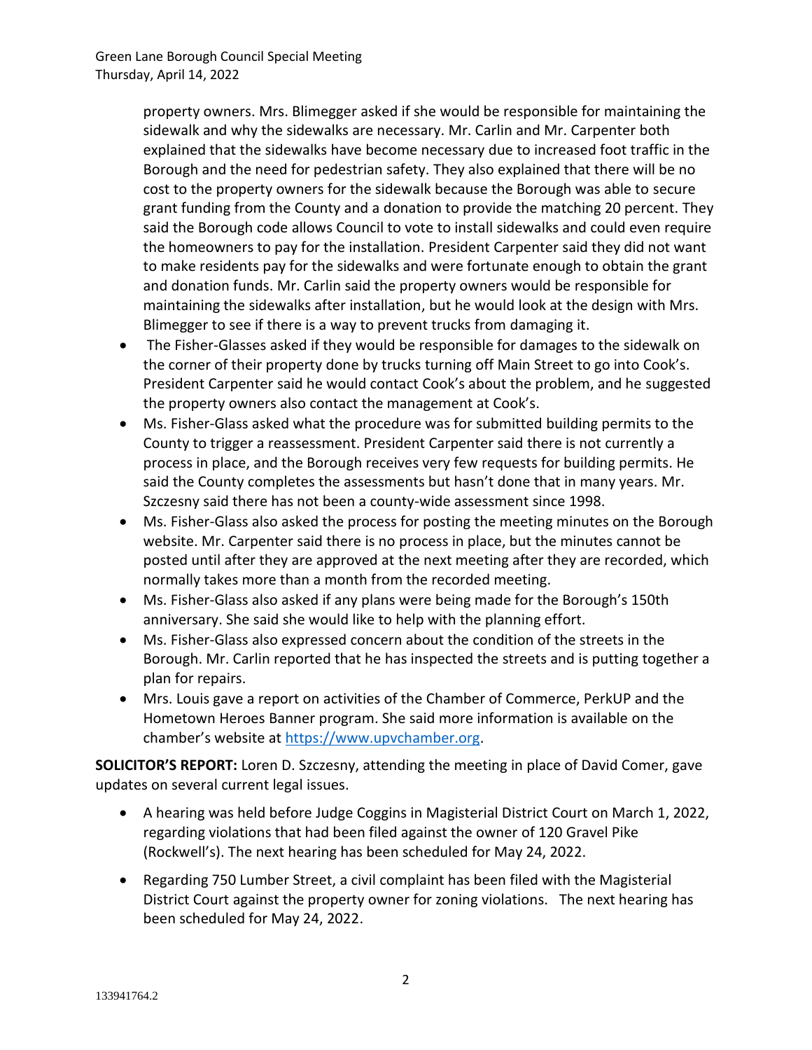property owners. Mrs. Blimegger asked if she would be responsible for maintaining the sidewalk and why the sidewalks are necessary. Mr. Carlin and Mr. Carpenter both explained that the sidewalks have become necessary due to increased foot traffic in the Borough and the need for pedestrian safety. They also explained that there will be no cost to the property owners for the sidewalk because the Borough was able to secure grant funding from the County and a donation to provide the matching 20 percent. They said the Borough code allows Council to vote to install sidewalks and could even require the homeowners to pay for the installation. President Carpenter said they did not want to make residents pay for the sidewalks and were fortunate enough to obtain the grant and donation funds. Mr. Carlin said the property owners would be responsible for maintaining the sidewalks after installation, but he would look at the design with Mrs. Blimegger to see if there is a way to prevent trucks from damaging it.

- The Fisher-Glasses asked if they would be responsible for damages to the sidewalk on the corner of their property done by trucks turning off Main Street to go into Cook's. President Carpenter said he would contact Cook's about the problem, and he suggested the property owners also contact the management at Cook's.
- Ms. Fisher-Glass asked what the procedure was for submitted building permits to the County to trigger a reassessment. President Carpenter said there is not currently a process in place, and the Borough receives very few requests for building permits. He said the County completes the assessments but hasn't done that in many years. Mr. Szczesny said there has not been a county-wide assessment since 1998.
- Ms. Fisher-Glass also asked the process for posting the meeting minutes on the Borough website. Mr. Carpenter said there is no process in place, but the minutes cannot be posted until after they are approved at the next meeting after they are recorded, which normally takes more than a month from the recorded meeting.
- Ms. Fisher-Glass also asked if any plans were being made for the Borough's 150th anniversary. She said she would like to help with the planning effort.
- Ms. Fisher-Glass also expressed concern about the condition of the streets in the Borough. Mr. Carlin reported that he has inspected the streets and is putting together a plan for repairs.
- Mrs. Louis gave a report on activities of the Chamber of Commerce, PerkUP and the Hometown Heroes Banner program. She said more information is available on the chamber's website at https://www.upvchamber.org.

**SOLICITOR'S REPORT:** Loren D. Szczesny, attending the meeting in place of David Comer, gave updates on several current legal issues.

- A hearing was held before Judge Coggins in Magisterial District Court on March 1, 2022, regarding violations that had been filed against the owner of 120 Gravel Pike (Rockwell's). The next hearing has been scheduled for May 24, 2022.
- Regarding 750 Lumber Street, a civil complaint has been filed with the Magisterial District Court against the property owner for zoning violations. The next hearing has been scheduled for May 24, 2022.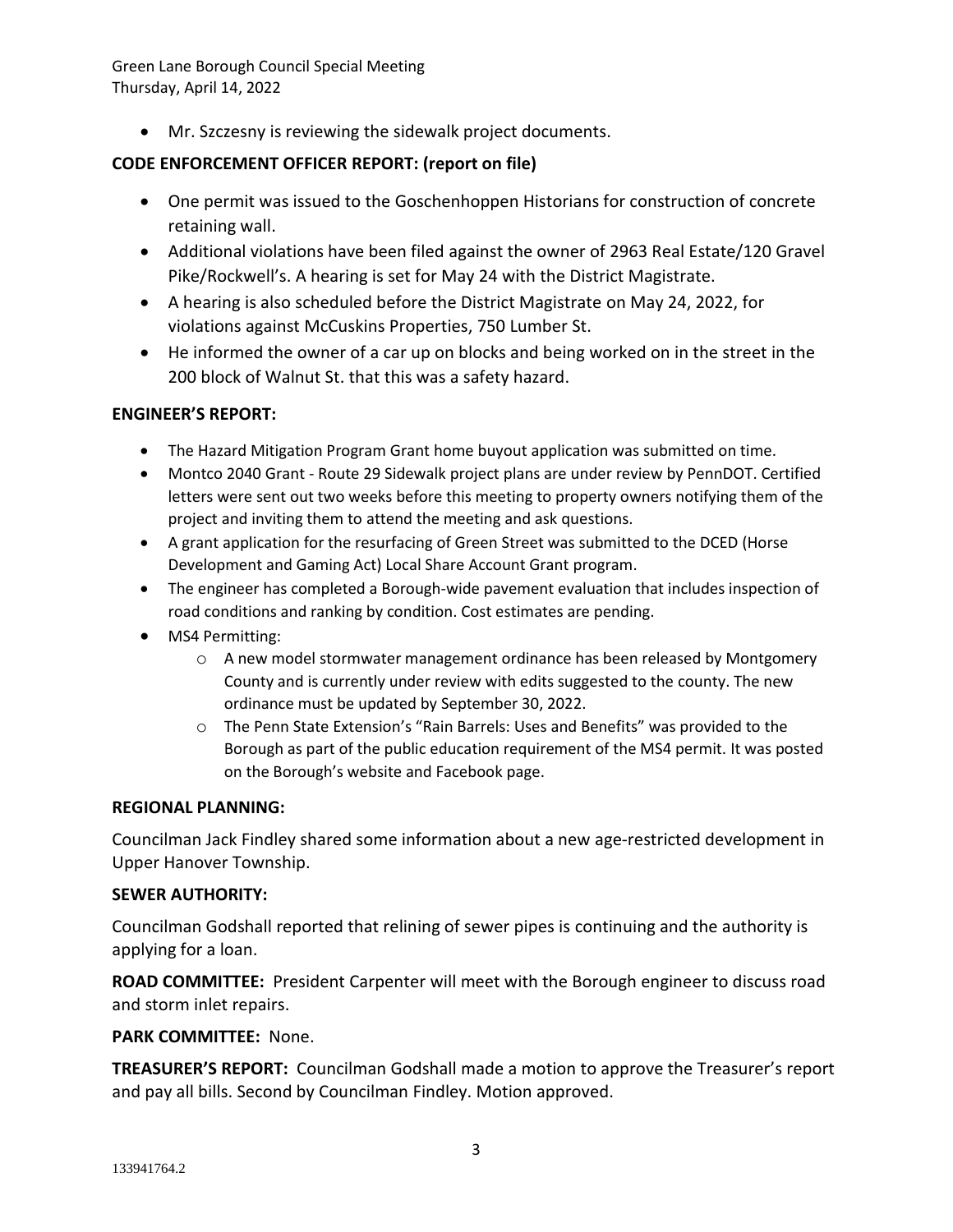- Mr. Szczesny is reviewing the sidewalk project documents.

**CODE ENFORCEMENT OFFICER REPORT: (report on file)**

- One permit was issued to the Goschenhoppen Historians for construction of concrete retaining wall.
- Additional violations have been filed against the owner of 2963 Real Estate/120 Gravel Pike/Rockwell's. A hearing is set for May 24 with the District Magistrate.
- A hearing is also scheduled before the District Magistrate on May 24, 2022, for violations against McCuskins Properties, 750 Lumber St.
- He informed the owner of a car up on blocks and being worked on in the street in the 200 block of Walnut St. that this was a safety hazard.

**ENGINEER'S REPORT:**

- The Hazard Mitigation Program Grant home buyout application was submitted on time.
- Montco 2040 Grant - Route 29 Sidewalk project plans are under review by PennDOT. Certified letters were sent out two weeks before this meeting to property owners notifying them of the project and inviting them to attend the meeting and ask questions.
- A grant application for the resurfacing of Green Street was submitted to the DCED (Horse Development and Gaming Act) Local Share Account Grant program.
- The engineer has completed a Borough-wide pavement evaluation that includes inspection of road conditions and ranking by condition. Cost estimates are pending.
- MS4 Permitting:
  - A new model stormwater management ordinance has been released by Montgomery County and is currently under review with edits suggested to the county. The new ordinance must be updated by September 30, 2022.
  - The Penn State Extension's "Rain Barrels: Uses and Benefits" was provided to the Borough as part of the public education requirement of the MS4 permit. It was posted on the Borough's website and Facebook page.

**REGIONAL PLANNING:**

Councilman Jack Findley shared some information about a new age-restricted development in Upper Hanover Township.

**SEWER AUTHORITY:**

Councilman Godshall reported that relining of sewer pipes is continuing and the authority is applying for a loan.

**ROAD COMMITTEE:** President Carpenter will meet with the Borough engineer to discuss road and storm inlet repairs.

**PARK COMMITTEE:** None.

**TREASURER'S REPORT:** Councilman Godshall made a motion to approve the Treasurer's report and pay all bills. Second by Councilman Findley. Motion approved.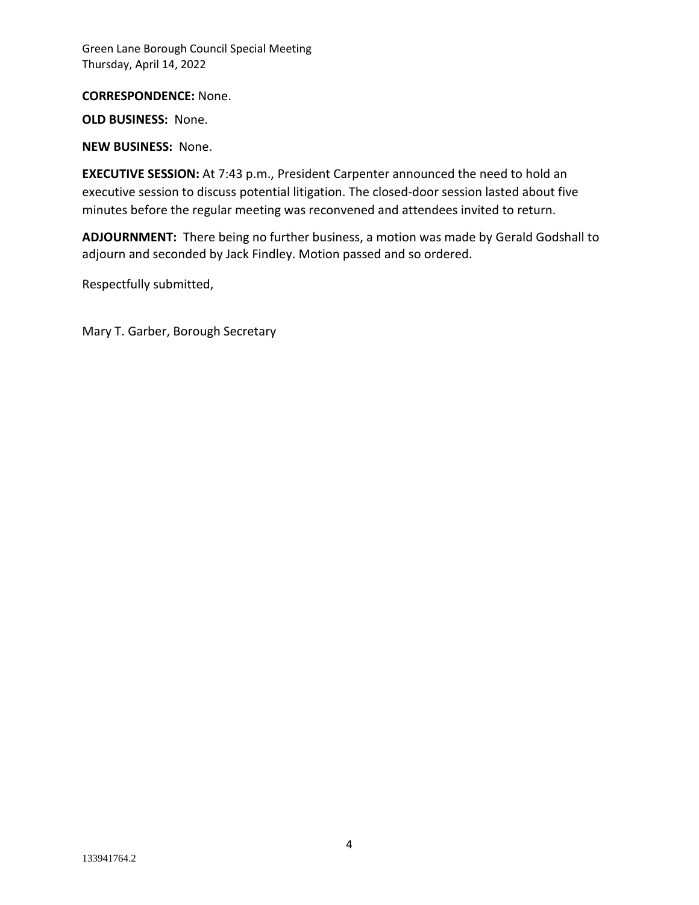**CORRESPONDENCE:** None.

**OLD BUSINESS:** None.

**NEW BUSINESS:** None.

**EXECUTIVE SESSION:** At 7:43 p.m., President Carpenter announced the need to hold an executive session to discuss potential litigation. The closed-door session lasted about five minutes before the regular meeting was reconvened and attendees invited to return.

**ADJOURNMENT:** There being no further business, a motion was made by Gerald Godshall to adjourn and seconded by Jack Findley. Motion passed and so ordered.

Respectfully submitted,

Mary T. Garber, Borough Secretary